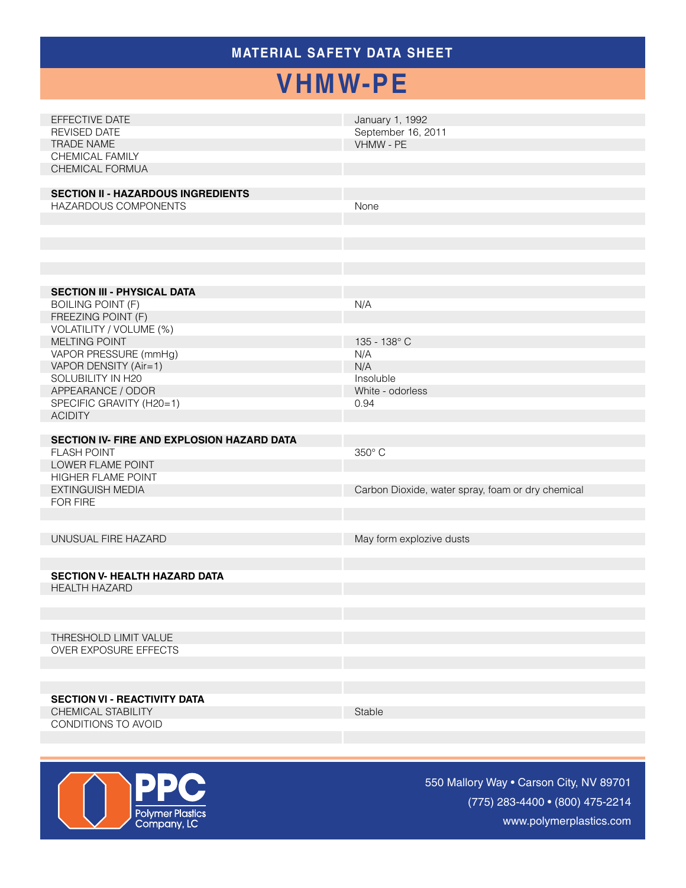# MATERIAL SAFETY DATA SHEET

# VHMW-PE

| | |
|---|---|
| EFFECTIVE DATE | January 1, 1992 |
| REVISED DATE | September 16, 2011 |
| TRADE NAME | VHMW - PE |
| CHEMICAL FAMILY | |
| CHEMICAL FORMUA | |

| **SECTION II - HAZARDOUS INGREDIENTS** | |
|---|---|
| HAZARDOUS COMPONENTS | None |

| **SECTION III - PHYSICAL DATA** | |
|---|---|
| BOILING POINT (F) | N/A |
| FREEZING POINT (F) | |
| VOLATILITY / VOLUME (%) | |
| MELTING POINT | 135 - 138° C |
| VAPOR PRESSURE (mmHg) | N/A |
| VAPOR DENSITY (Air=1) | N/A |
| SOLUBILITY IN H20 | Insoluble |
| APPEARANCE / ODOR | White - odorless |
| SPECIFIC GRAVITY (H20=1) | 0.94 |
| ACIDITY | |

| **SECTION IV- FIRE AND EXPLOSION HAZARD DATA** | |
|---|---|
| FLASH POINT | 350° C |
| LOWER FLAME POINT | |
| HIGHER FLAME POINT | |
| EXTINGUISH MEDIA FOR FIRE | Carbon Dioxide, water spray, foam or dry chemical |
| UNUSUAL FIRE HAZARD | May form explozive dusts |

| **SECTION V- HEALTH HAZARD DATA** | |
|---|---|
| HEALTH HAZARD | |
| THRESHOLD LIMIT VALUE | |
| OVER EXPOSURE EFFECTS | |

| **SECTION VI - REACTIVITY DATA** | |
|---|---|
| CHEMICAL STABILITY | Stable |
| CONDITIONS TO AVOID | |

PPC Polymer Plastics Company, LC

550 Mallory Way • Carson City, NV 89701

(775) 283-4400 • (800) 475-2214

www.polymerplastics.com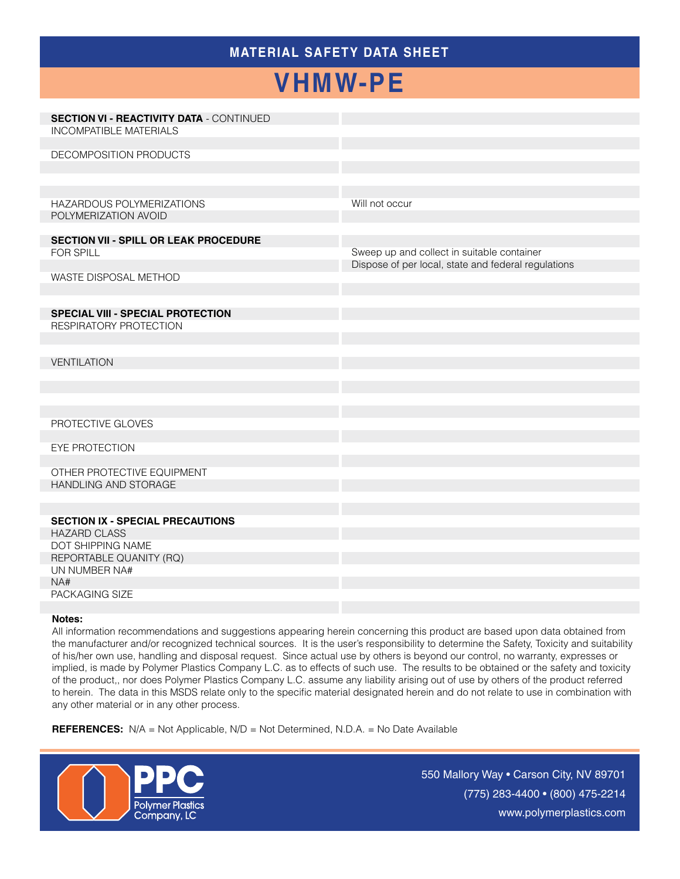# MATERIAL SAFETY DATA SHEET

# VHMW-PE

| | |
|---|---|
| **SECTION VI - REACTIVITY DATA** - CONTINUED | |
| INCOMPATIBLE MATERIALS | |
| DECOMPOSITION PRODUCTS | |
| HAZARDOUS POLYMERIZATIONS | Will not occur |
| POLYMERIZATION AVOID | |
| **SECTION VII - SPILL OR LEAK PROCEDURE** | |
| FOR SPILL | Sweep up and collect in suitable container |
| | Dispose of per local, state and federal regulations |
| WASTE DISPOSAL METHOD | |
| **SPECIAL VIII - SPECIAL PROTECTION** | |
| RESPIRATORY PROTECTION | |
| VENTILATION | |
| PROTECTIVE GLOVES | |
| EYE PROTECTION | |
| OTHER PROTECTIVE EQUIPMENT | |
| HANDLING AND STORAGE | |
| **SECTION IX - SPECIAL PRECAUTIONS** | |
| HAZARD CLASS | |
| DOT SHIPPING NAME | |
| REPORTABLE QUANITY (RQ) | |
| UN NUMBER NA# | |
| NA# | |
| PACKAGING SIZE | |

**Notes:**
All information recommendations and suggestions appearing herein concerning this product are based upon data obtained from the manufacturer and/or recognized technical sources. It is the user's responsibility to determine the Safety, Toxicity and suitability of his/her own use, handling and disposal request. Since actual use by others is beyond our control, no warranty, expresses or implied, is made by Polymer Plastics Company L.C. as to effects of such use. The results to be obtained or the safety and toxicity of the product,, nor does Polymer Plastics Company L.C. assume any liability arising out of use by others of the product referred to herein. The data in this MSDS relate only to the specific material designated herein and do not relate to use in combination with any other material or in any other process.

**REFERENCES:** N/A = Not Applicable, N/D = Not Determined, N.D.A. = No Date Available

PPC Polymer Plastics Company, LC

550 Mallory Way • Carson City, NV 89701
(775) 283-4400 • (800) 475-2214
www.polymerplastics.com